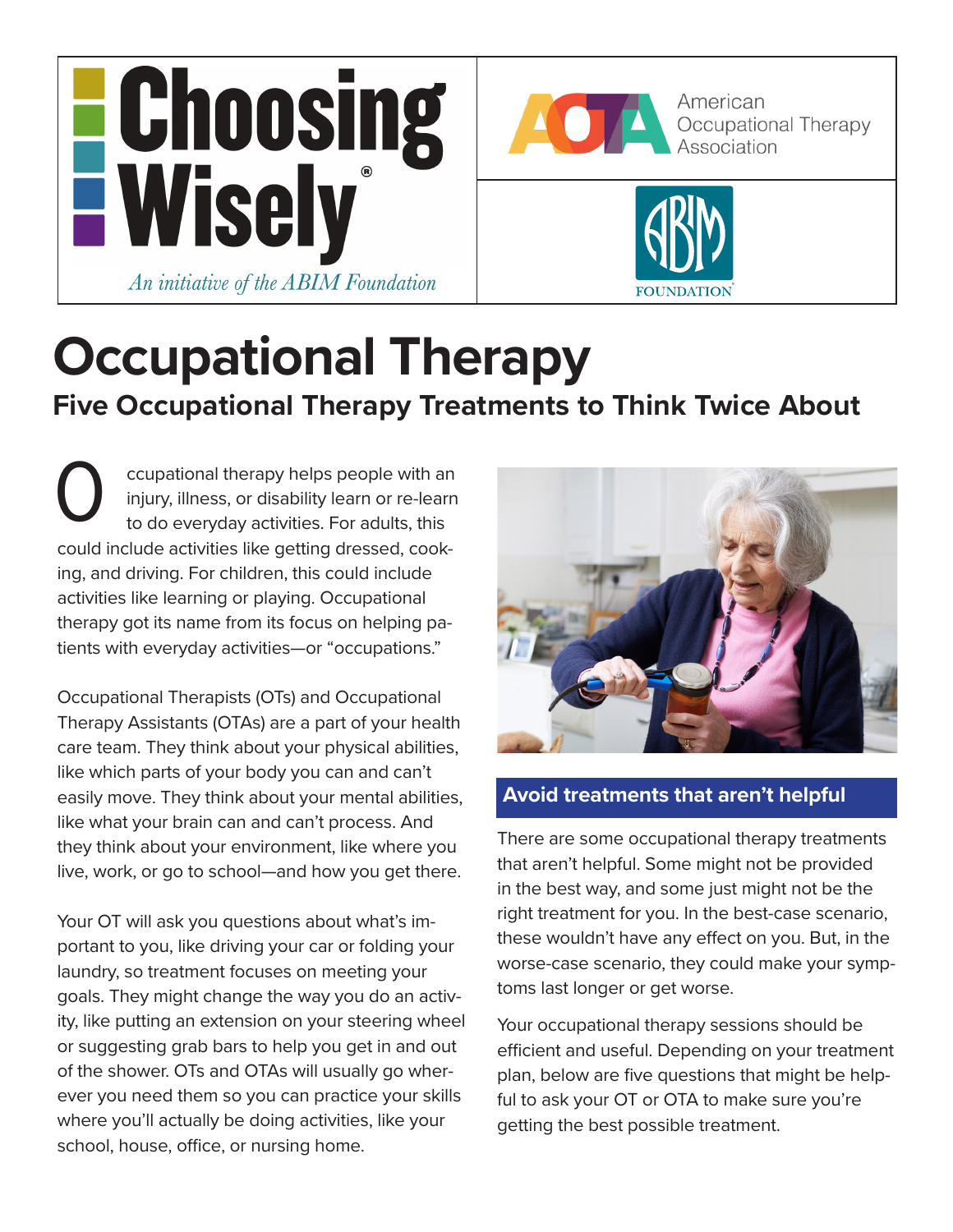# Occupational Therapy

## Five Occupational Therapy Treatments to Think Twice About

Occupational therapy helps people with an injury, illness, or disability learn or re-learn to do everyday activities. For adults, this could include activities like getting dressed, cooking, and driving. For children, this could include activities like learning or playing. Occupational therapy got its name from its focus on helping patients with everyday activities—or "occupations."

Occupational Therapists (OTs) and Occupational Therapy Assistants (OTAs) are a part of your health care team. They think about your physical abilities, like which parts of your body you can and can't easily move. They think about your mental abilities, like what your brain can and can't process. And they think about your environment, like where you live, work, or go to school—and how you get there.

Your OT will ask you questions about what's important to you, like driving your car or folding your laundry, so treatment focuses on meeting your goals. They might change the way you do an activity, like putting an extension on your steering wheel or suggesting grab bars to help you get in and out of the shower. OTs and OTAs will usually go wherever you need them so you can practice your skills where you'll actually be doing activities, like your school, house, office, or nursing home.

### Avoid treatments that aren't helpful

There are some occupational therapy treatments that aren't helpful. Some might not be provided in the best way, and some just might not be the right treatment for you. In the best-case scenario, these wouldn't have any effect on you. But, in the worse-case scenario, they could make your symptoms last longer or get worse.

Your occupational therapy sessions should be efficient and useful. Depending on your treatment plan, below are five questions that might be helpful to ask your OT or OTA to make sure you're getting the best possible treatment.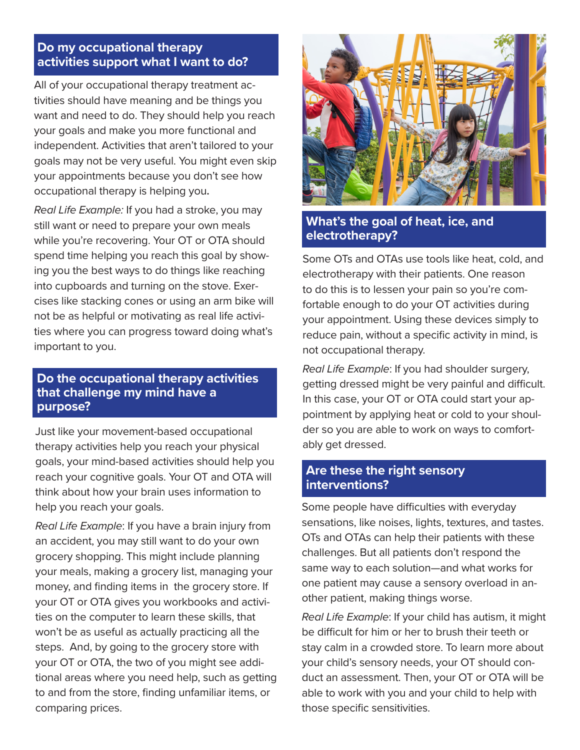## Do my occupational therapy activities support what I want to do?

All of your occupational therapy treatment activities should have meaning and be things you want and need to do. They should help you reach your goals and make you more functional and independent. Activities that aren't tailored to your goals may not be very useful. You might even skip your appointments because you don't see how occupational therapy is helping you.

*Real Life Example:* If you had a stroke, you may still want or need to prepare your own meals while you're recovering. Your OT or OTA should spend time helping you reach this goal by showing you the best ways to do things like reaching into cupboards and turning on the stove. Exercises like stacking cones or using an arm bike will not be as helpful or motivating as real life activities where you can progress toward doing what's important to you.

## Do the occupational therapy activities that challenge my mind have a purpose?

Just like your movement-based occupational therapy activities help you reach your physical goals, your mind-based activities should help you reach your cognitive goals. Your OT and OTA will think about how your brain uses information to help you reach your goals.

*Real Life Example*: If you have a brain injury from an accident, you may still want to do your own grocery shopping. This might include planning your meals, making a grocery list, managing your money, and finding items in the grocery store. If your OT or OTA gives you workbooks and activities on the computer to learn these skills, that won't be as useful as actually practicing all the steps. And, by going to the grocery store with your OT or OTA, the two of you might see additional areas where you need help, such as getting to and from the store, finding unfamiliar items, or comparing prices.

## What's the goal of heat, ice, and electrotherapy?

Some OTs and OTAs use tools like heat, cold, and electrotherapy with their patients. One reason to do this is to lessen your pain so you're comfortable enough to do your OT activities during your appointment. Using these devices simply to reduce pain, without a specific activity in mind, is not occupational therapy.

*Real Life Example*: If you had shoulder surgery, getting dressed might be very painful and difficult. In this case, your OT or OTA could start your appointment by applying heat or cold to your shoulder so you are able to work on ways to comfortably get dressed.

## Are these the right sensory interventions?

Some people have difficulties with everyday sensations, like noises, lights, textures, and tastes. OTs and OTAs can help their patients with these challenges. But all patients don't respond the same way to each solution—and what works for one patient may cause a sensory overload in another patient, making things worse.

*Real Life Example*: If your child has autism, it might be difficult for him or her to brush their teeth or stay calm in a crowded store. To learn more about your child's sensory needs, your OT should conduct an assessment. Then, your OT or OTA will be able to work with you and your child to help with those specific sensitivities.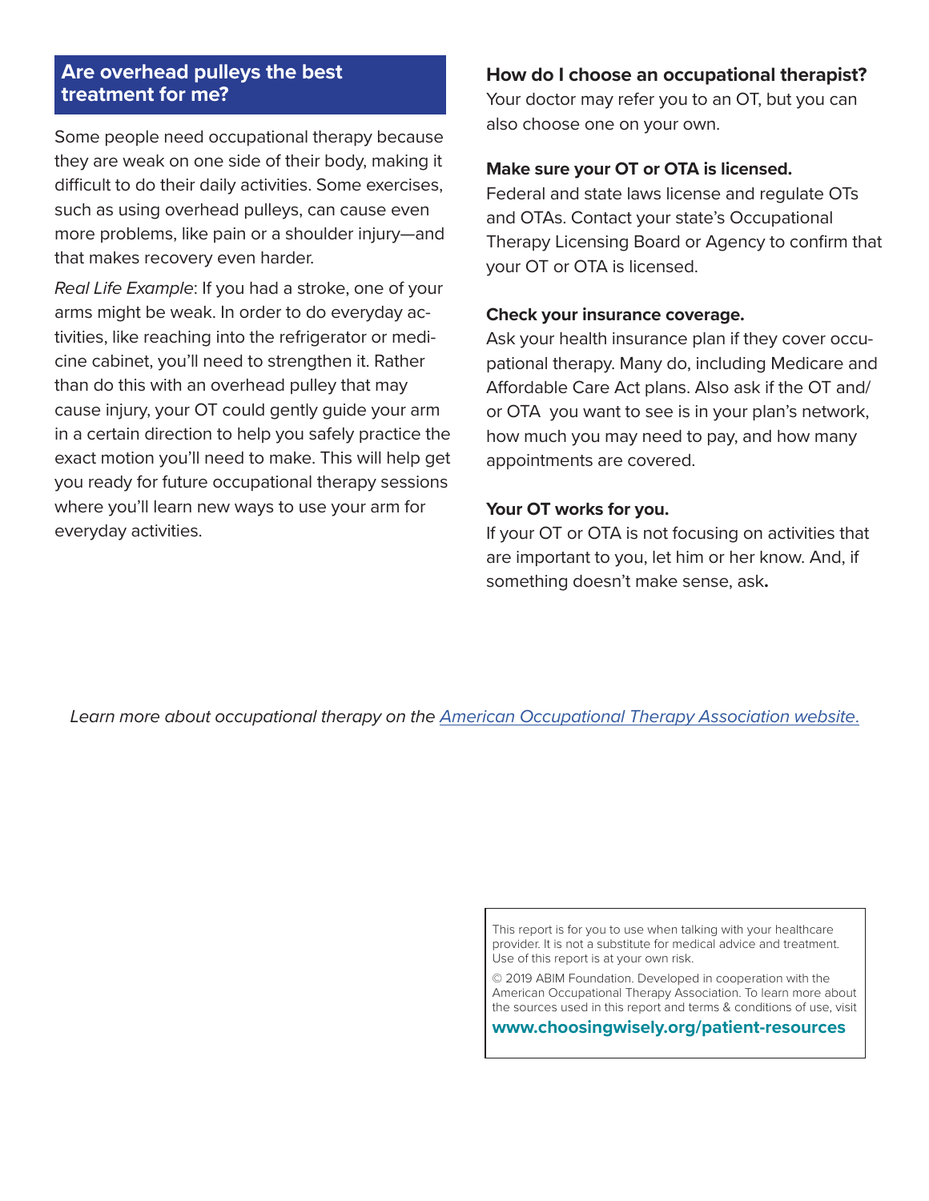## Are overhead pulleys the best treatment for me?

Some people need occupational therapy because they are weak on one side of their body, making it difficult to do their daily activities. Some exercises, such as using overhead pulleys, can cause even more problems, like pain or a shoulder injury—and that makes recovery even harder.

*Real Life Example*: If you had a stroke, one of your arms might be weak. In order to do everyday activities, like reaching into the refrigerator or medicine cabinet, you'll need to strengthen it. Rather than do this with an overhead pulley that may cause injury, your OT could gently guide your arm in a certain direction to help you safely practice the exact motion you'll need to make. This will help get you ready for future occupational therapy sessions where you'll learn new ways to use your arm for everyday activities.

## How do I choose an occupational therapist?

Your doctor may refer you to an OT, but you can also choose one on your own.

**Make sure your OT or OTA is licensed.**
Federal and state laws license and regulate OTs and OTAs. Contact your state's Occupational Therapy Licensing Board or Agency to confirm that your OT or OTA is licensed.

**Check your insurance coverage.**
Ask your health insurance plan if they cover occupational therapy. Many do, including Medicare and Affordable Care Act plans. Also ask if the OT and/or OTA you want to see is in your plan's network, how much you may need to pay, and how many appointments are covered.

**Your OT works for you.**
If your OT or OTA is not focusing on activities that are important to you, let him or her know. And, if something doesn't make sense, ask.

*Learn more about occupational therapy on the [American Occupational Therapy Association website.]*

This report is for you to use when talking with your healthcare provider. It is not a substitute for medical advice and treatment. Use of this report is at your own risk.

© 2019 ABIM Foundation. Developed in cooperation with the American Occupational Therapy Association. To learn more about the sources used in this report and terms & conditions of use, visit

**www.choosingwisely.org/patient-resources**